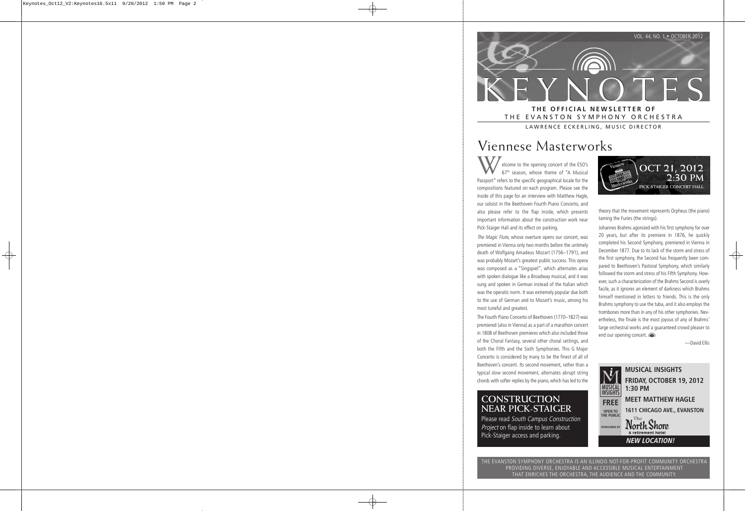VOL. 44, NO. 1 • OCTOBER 2012

# KEYNOTES

**THE OFFICIAL NEWSLETTER OF**
THE EVANSTON SYMPHONY ORCHESTRA

LAWRENCE ECKERLING, MUSIC DIRECTOR

## Viennese Masterworks

**OCT 21, 2012**
**2:30 PM**
PICK-STAIGER CONCERT HALL

Welcome to the opening concert of the ESO's 67th season, whose theme of "A Musical Passport" refers to the specific geographical locale for the compositions featured on each program. Please see the inside of this page for an interview with Matthew Hagle, our soloist in the Beethoven Fourth Piano Concerto, and also please refer to the flap inside, which presents important information about the construction work near Pick-Staiger Hall and its effect on parking.

*The Magic Flute*, whose overture opens our concert, was premiered in Vienna only two months before the untimely death of Wolfgang Amadeus Mozart (1756–1791), and was probably Mozart's greatest public success. This opera was composed as a "Singspiel", which alternates arias with spoken dialogue like a Broadway musical, and it was sung and spoken in German instead of the Italian which was the operatic norm. It was extremely popular due both to the use of German and to Mozart's music, among his most tuneful and greatest.

The Fourth Piano Concerto of Beethoven (1770–1827) was premiered (also in Vienna) as a part of a marathon concert in 1808 of Beethoven premieres which also included those of the Choral Fantasy, several other choral settings, and both the Fifth and the Sixth Symphonies. This G Major Concerto is considered by many to be the finest of all of Beethoven's concerti. Its second movement, rather than a typical slow second movement, alternates abrupt string chords with softer replies by the piano, which has led to the theory that the movement represents Orpheus (the piano) taming the Furies (the strings).

Johannes Brahms agonized with his first symphony for over 20 years, but after its premiere in 1876, he quickly completed his Second Symphony, premiered in Vienna in December 1877. Due to its lack of the storm and stress of the first symphony, the Second has frequently been compared to Beethoven's Pastoral Symphony, which similarly followed the storm and stress of his Fifth Symphony. However, such a characterization of the Brahms Second is overly facile, as it ignores an element of darkness which Brahms himself mentioned in letters to friends. This is the only Brahms symphony to use the tuba, and it also employs the trombones more than in any of his other symphonies. Nevertheless, the finale is the most joyous of any of Brahms' large orchestral works and a guaranteed crowd pleaser to end our opening concert.

—David Ellis

### CONSTRUCTION NEAR PICK-STAIGER

Please read *South Campus Construction Project* on flap inside to learn about Pick-Staiger access and parking.

### MUSICAL INSIGHTS

**FRIDAY, OCTOBER 19, 2012**
**1:30 PM**

**MEET MATTHEW HAGLE**

**1611 CHICAGO AVE., EVANSTON**

**FREE** — OPEN TO THE PUBLIC

SPONSORED BY The North Shore — A retirement hotel

***NEW LOCATION!***

THE EVANSTON SYMPHONY ORCHESTRA IS AN ILLINOIS NOT-FOR-PROFIT COMMUNITY ORCHESTRA PROVIDING DIVERSE, ENJOYABLE AND ACCESSIBLE MUSICAL ENTERTAINMENT THAT ENRICHES THE ORCHESTRA, THE AUDIENCE AND THE COMMUNITY.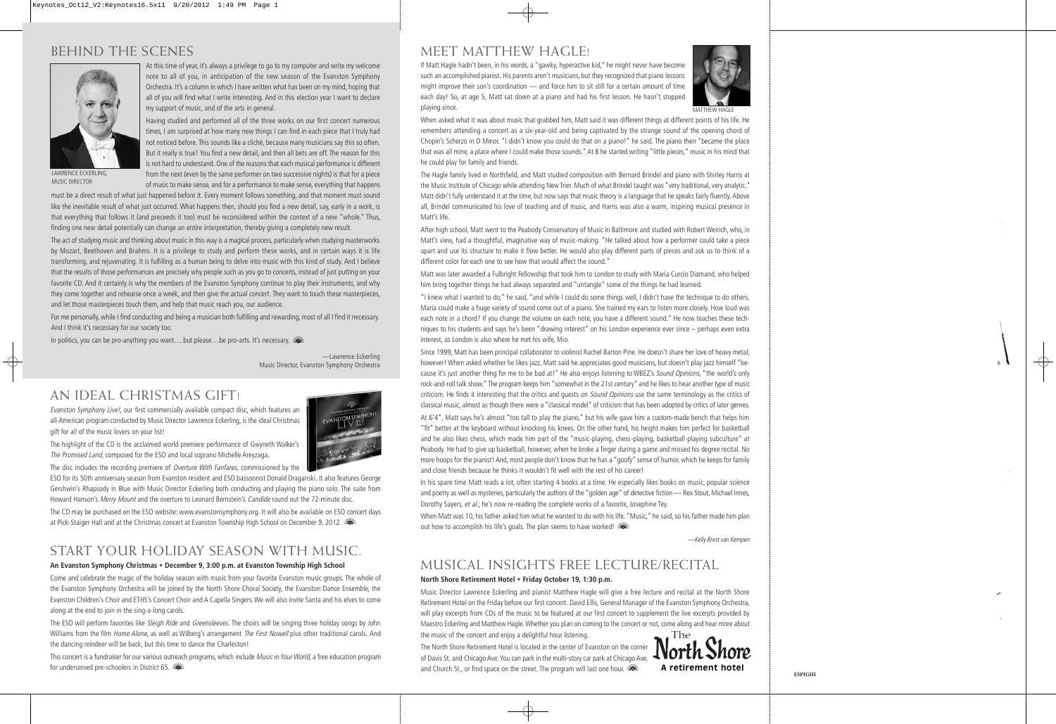## BEHIND THE SCENES

LAWRENCE ECKERLING, MUSIC DIRECTOR

At this time of year, it's always a privilege to go to my computer and write my welcome note to all of you, in anticipation of the new season of the Evanston Symphony Orchestra. It's a column in which I have written what has been on my mind, hoping that all of you will find what I write interesting. And in this election year I want to declare my support of music, and of the arts in general.

Having studied and performed all of the three works on our first concert numerous times, I am surprised at how many new things I can find in each piece that I truly had not noticed before. This sounds like a cliché, because many musicians say this so often. But it really is true! You find a new detail, and then all bets are off. The reason for this is not hard to understand. One of the reasons that each musical performance is different from the next (even by the same performer on two successive nights) is that for a piece of music to make sense, and for a performance to make sense, everything that happens must be a direct result of what just happened before it. Every moment follows something, and that moment must sound like the inevitable result of what just occurred. What happens then, should you find a new detail, say, early in a work, is that everything that follows it (and preceeds it too) must be reconsidered within the context of a new "whole." Thus, finding one new detail potentially can change an entire interpretation, thereby giving a completely new result.

The act of studying music and thinking about music in this way is a magical process, particularly when studying masterworks by Mozart, Beethoven and Brahms. It is a privilege to study and perform these works, and in certain ways it is life transforming, and rejuvenating. It is fulfilling as a human being to delve into music with this kind of study. And I believe that the results of those performances are precisely why people such as you go to concerts, instead of just putting on your favorite CD. And it certainly is why the members of the Evanston Symphony continue to play their instruments, and why they come together and rehearse once a week, and then give the actual concert. They want to touch these masterpieces, and let those masterpieces touch them, and help that music reach you, our audience.

For me personally, while I find conducting and being a musician both fulfilling and rewarding, most of all I find it necessary. And I think it's necessary for our society too.

In politics, you can be pro-anything you want….but please…be pro-arts. It's necessary.

—Lawrence Eckerling
Music Director, Evanston Symphony Orchestra

## AN IDEAL CHRISTMAS GIFT!

*Evanston Symphony Live!*, our first commercially available compact disc, which features an all-American program conducted by Music Director Lawrence Eckerling, is the ideal Christmas gift for all of the music lovers on your list!

The highlight of the CD is the acclaimed world premiere performance of Gwyneth Walker's *The Promised Land*, composed for the ESO and local soprano Michelle Areyzaga.

The disc includes the recording premiere of *Overture With Fanfares*, commissioned by the ESO for its 50th anniversary season from Evanston resident and ESO bassoonist Donald Draganski. It also features George Gershwin's Rhapsody in Blue with Music Director Eckerling both conducting and playing the piano solo. The suite from Howard Hanson's *Merry Mount* and the overture to Leonard Bernstein's *Candide* round out the 72-minute disc.

The CD may be purchased on the ESO website: www.evanstonsymphony.org. It will also be available on ESO concert days at Pick-Staiger Hall and at the Christmas concert at Evanston Township High School on December 9, 2012.

## START YOUR HOLIDAY SEASON WITH MUSIC.

**An Evanston Symphony Christmas • December 9, 3:00 p.m. at Evanston Township High School**

Come and celebrate the magic of the holiday season with music from your favorite Evanston music groups. The whole of the Evanston Symphony Orchestra will be joined by the North Shore Choral Society, the Evanston Dance Ensemble, the Evanston Children's Choir and ETHS's Concert Choir and A Capella Singers. We will also invite Santa and his elves to come along at the end to join in the sing-a-long carols.

The ESO will perform favorites like *Sleigh Ride* and *Greensleeves*. The choirs will be singing three holiday songs by John Williams from the film *Home Alone*, as well as Wilberg's arrangement *The First Nowell* plus other traditional carols. And the dancing reindeer will be back, but this time to dance the Charleston!

This concert is a fundraiser for our various outreach programs, which include *Music in Your World*, a free education program for underserved pre-schoolers in District 65.

## MEET MATTHEW HAGLE!

MATTHEW HAGLE

If Matt Hagle hadn't been, in his words, a "gawky, hyperactive kid," he might never have become such an accomplished pianist. His parents aren't musicians, but they recognized that piano lessons might improve their son's coordination — and force him to sit still for a certain amount of time each day! So, at age 5, Matt sat down at a piano and had his first lesson. He hasn't stopped playing since.

When asked what it was about music that grabbed him, Matt said it was different things at different points of his life. He remembers attending a concert as a six-year-old and being captivated by the strange sound of the opening chord of Chopin's Scherzo in D Minor. "I didn't know you could do that on a piano!" he said. The piano then "became the place that was all mine, a place where I could make those sounds." At 8 he started writing "little pieces," music in his mind that he could play for family and friends.

The Hagle family lived in Northfield, and Matt studied composition with Bernard Brindel and piano with Shirley Harris at the Music Institute of Chicago while attending New Trier. Much of what Brindel taught was "very traditional, very analytic." Matt didn't fully understand it at the time, but now says that music theory is a language that he speaks fairly fluently. Above all, Brindel communicated his love of teaching and of music, and Harris was also a warm, inspiring musical presence in Matt's life.

After high school, Matt went to the Peabody Conservatory of Music in Baltimore and studied with Robert Weirich, who, in Matt's view, had a thoughtful, imaginative way of music-making. "He talked about how a performer could take a piece apart and use its structure to make it flow better. He would also play different parts of pieces and ask us to think of a different color for each one to see how that would affect the sound."

Matt was later awarded a Fulbright Fellowship that took him to London to study with Maria Curcio Diamand, who helped him bring together things he had always separated and "untangle" some of the things he had learned.

"I knew what I wanted to do," he said, "and while I could do some things well, I didn't have the technique to do others. Maria could make a huge variety of sound come out of a piano. She trained my ears to listen more closely. How loud was each note in a chord? If you change the volume on each note, you have a different sound." He now teaches these techniques to his students and says he's been "drawing interest" on his London experience ever since – perhaps even extra interest, as London is also where he met his wife, Mio.

Since 1999, Matt has been principal collaborator to violinist Rachel Barton Pine. He doesn't share her love of heavy metal, however! When asked whether he likes jazz, Matt said he appreciates good musicians, but doesn't play jazz himself "because it's just another thing for me to be bad at!" He also enjoys listening to WBEZ's *Sound Opinions*, "the world's only rock-and-roll talk show." The program keeps him "somewhat in the 21st century" and he likes to hear another type of music criticism. He finds it interesting that the critics and guests on *Sound Opinions* use the same terminology as the critics of classical music, almost as though there were a "classical model" of criticism that has been adopted by critics of later genres.

At 6'4", Matt says he's almost "too tall to play the piano," but his wife gave him a custom-made bench that helps him "fit" better at the keyboard without knocking his knees. On the other hand, his height makes him perfect for basketball and he also likes chess, which made him part of the "music-playing, chess-playing, basketball-playing subculture" at Peabody. He had to give up basketball, however, when he broke a finger during a game and missed his degree recital. No more hoops for the pianist! And, most people don't know that he has a "goofy" sense of humor, which he keeps for family and close friends because he thinks it wouldn't fit well with the rest of his career!

In his spare time Matt reads a lot, often starting 4 books at a time. He especially likes books on music, popular science and poetry as well as mysteries, particularly the authors of the "golden age" of detective fiction — Rex Stout, Michael Innes, Dorothy Sayers, *et al.*; he's now re-reading the complete works of a favorite, Josephine Tey.

When Matt was 10, his father asked him what he wanted to do with his life. "Music," he said, so his father made him plan out how to accomplish his life's goals. The plan seems to have worked!

*—Kelly Brest van Kempen*

## MUSICAL INSIGHTS FREE LECTURE/RECITAL

**North Shore Retirement Hotel • Friday October 19, 1:30 p.m.**

Music Director Lawrence Eckerling and pianist Matthew Hagle will give a free lecture and recital at the North Shore Retirement Hotel on the Friday before our first concert. David Ellis, General Manager of the Evanston Symphony Orchestra, will play excerpts from CDs of the music to be featured at our first concert to supplement the live excerpts provided by Maestro Eckerling and Matthew Hagle. Whether you plan on coming to the concert or not, come along and hear more about the music of the concert and enjoy a delightful hour listening.

The North Shore Retirement Hotel is located in the center of Evanston on the corner of Davis St. and Chicago Ave. You can park in the multi-story car park at Chicago Ave. and Church St., or find space on the street. The program will last one hour.

The North Shore — A retirement hotel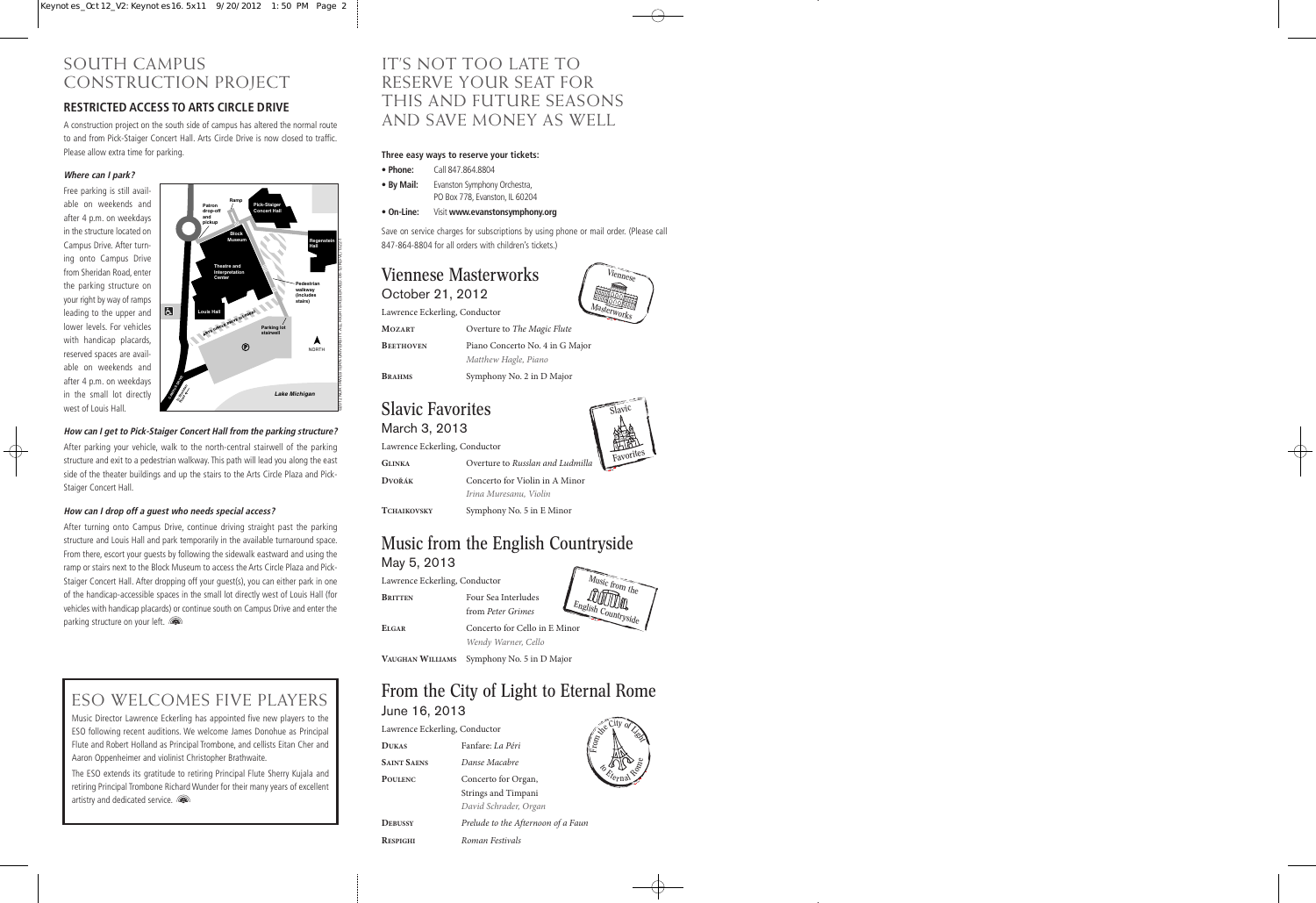## SOUTH CAMPUS CONSTRUCTION PROJECT

### RESTRICTED ACCESS TO ARTS CIRCLE DRIVE

A construction project on the south side of campus has altered the normal route to and from Pick-Staiger Concert Hall. Arts Circle Drive is now closed to traffic. Please allow extra time for parking.

***Where can I park?***

Free parking is still available on weekends and after 4 p.m. on weekdays in the structure located on Campus Drive. After turning onto Campus Drive from Sheridan Road, enter the parking structure on your right by way of ramps leading to the upper and lower levels. For vehicles with handicap placards, reserved spaces are available on weekends and after 4 p.m. on weekdays in the small lot directly west of Louis Hall.

Ramp
Patron drop-off and pickup
Pick-Staiger Concert Hall
Block Museum
Regenstein Hall
Theatre and Interpretation Center
Pedestrian walkway (includes stairs)
Louis Hall
Arts Circle Drive (closed)
Parking lot stairwell
NORTH
Campus Drive
Lake Michigan

***How can I get to Pick-Staiger Concert Hall from the parking structure?***

After parking your vehicle, walk to the north-central stairwell of the parking structure and exit to a pedestrian walkway. This path will lead you along the east side of the theater buildings and up the stairs to the Arts Circle Plaza and Pick-Staiger Concert Hall.

***How can I drop off a guest who needs special access?***

After turning onto Campus Drive, continue driving straight past the parking structure and Louis Hall and park temporarily in the available turnaround space. From there, escort your guests by following the sidewalk eastward and using the ramp or stairs next to the Block Museum to access the Arts Circle Plaza and Pick-Staiger Concert Hall. After dropping off your guest(s), you can either park in one of the handicap-accessible spaces in the small lot directly west of Louis Hall (for vehicles with handicap placards) or continue south on Campus Drive and enter the parking structure on your left.

## ESO WELCOMES FIVE PLAYERS

Music Director Lawrence Eckerling has appointed five new players to the ESO following recent auditions. We welcome James Donohue as Principal Flute and Robert Holland as Principal Trombone, and cellists Eitan Cher and Aaron Oppenheimer and violinist Christopher Brathwaite.

The ESO extends its gratitude to retiring Principal Flute Sherry Kujala and retiring Principal Trombone Richard Wunder for their many years of excellent artistry and dedicated service.

## IT'S NOT TOO LATE TO RESERVE YOUR SEAT FOR THIS AND FUTURE SEASONS AND SAVE MONEY AS WELL

**Three easy ways to reserve your tickets:**

- **Phone:** Call 847.864.8804
- **By Mail:** Evanston Symphony Orchestra, PO Box 778, Evanston, IL 60204
- **On-Line:** Visit **www.evanstonsymphony.org**

Save on service charges for subscriptions by using phone or mail order. (Please call 847-864-8804 for all orders with children's tickets.)

## Viennese Masterworks
### October 21, 2012

Lawrence Eckerling, Conductor

| | |
|---|---|
| **MOZART** | Overture to *The Magic Flute* |
| **BEETHOVEN** | Piano Concerto No. 4 in G Major<br>*Matthew Hagle, Piano* |
| **BRAHMS** | Symphony No. 2 in D Major |

## Slavic Favorites
### March 3, 2013

Lawrence Eckerling, Conductor

| | |
|---|---|
| **GLINKA** | Overture to *Russlan and Ludmilla* |
| **DVOŘÁK** | Concerto for Violin in A Minor<br>*Irina Muresanu, Violin* |
| **TCHAIKOVSKY** | Symphony No. 5 in E Minor |

## Music from the English Countryside
### May 5, 2013

Lawrence Eckerling, Conductor

| | |
|---|---|
| **BRITTEN** | Four Sea Interludes from *Peter Grimes* |
| **ELGAR** | Concerto for Cello in E Minor<br>*Wendy Warner, Cello* |
| **VAUGHAN WILLIAMS** | Symphony No. 5 in D Major |

## From the City of Light to Eternal Rome
### June 16, 2013

Lawrence Eckerling, Conductor

| | |
|---|---|
| **DUKAS** | Fanfare: *La Péri* |
| **SAINT SAENS** | *Danse Macabre* |
| **POULENC** | Concerto for Organ, Strings and Timpani<br>*David Schrader, Organ* |
| **DEBUSSY** | *Prelude to the Afternoon of a Faun* |
| **RESPIGHI** | *Roman Festivals* |